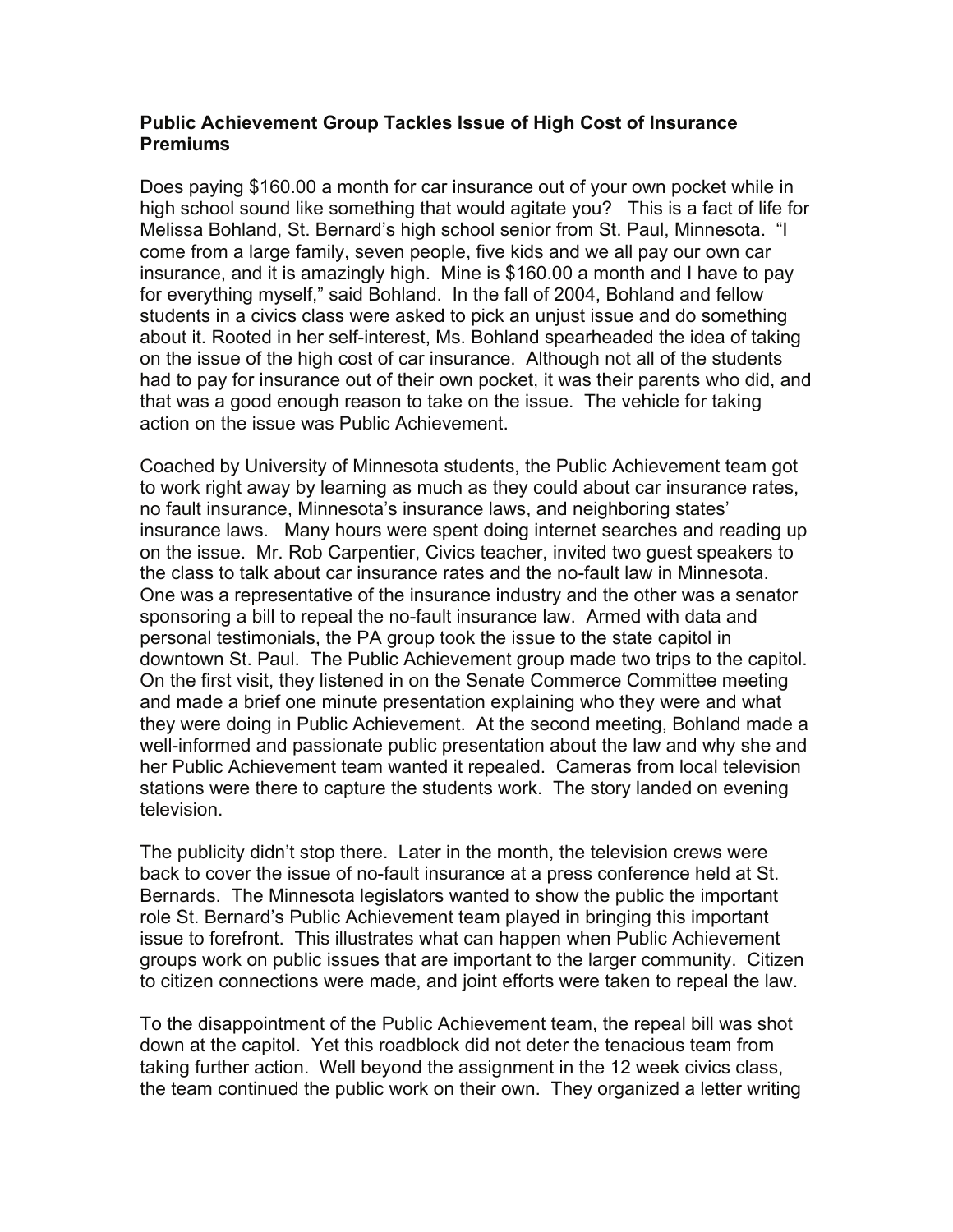**Public Achievement Group Tackles Issue of High Cost of Insurance Premiums**

Does paying $160.00 a month for car insurance out of your own pocket while in high school sound like something that would agitate you? This is a fact of life for Melissa Bohland, St. Bernard's high school senior from St. Paul, Minnesota. "I come from a large family, seven people, five kids and we all pay our own car insurance, and it is amazingly high. Mine is $160.00 a month and I have to pay for everything myself," said Bohland. In the fall of 2004, Bohland and fellow students in a civics class were asked to pick an unjust issue and do something about it. Rooted in her self-interest, Ms. Bohland spearheaded the idea of taking on the issue of the high cost of car insurance. Although not all of the students had to pay for insurance out of their own pocket, it was their parents who did, and that was a good enough reason to take on the issue. The vehicle for taking action on the issue was Public Achievement.

Coached by University of Minnesota students, the Public Achievement team got to work right away by learning as much as they could about car insurance rates, no fault insurance, Minnesota's insurance laws, and neighboring states' insurance laws. Many hours were spent doing internet searches and reading up on the issue. Mr. Rob Carpentier, Civics teacher, invited two guest speakers to the class to talk about car insurance rates and the no-fault law in Minnesota. One was a representative of the insurance industry and the other was a senator sponsoring a bill to repeal the no-fault insurance law. Armed with data and personal testimonials, the PA group took the issue to the state capitol in downtown St. Paul. The Public Achievement group made two trips to the capitol. On the first visit, they listened in on the Senate Commerce Committee meeting and made a brief one minute presentation explaining who they were and what they were doing in Public Achievement. At the second meeting, Bohland made a well-informed and passionate public presentation about the law and why she and her Public Achievement team wanted it repealed. Cameras from local television stations were there to capture the students work. The story landed on evening television.

The publicity didn't stop there. Later in the month, the television crews were back to cover the issue of no-fault insurance at a press conference held at St. Bernards. The Minnesota legislators wanted to show the public the important role St. Bernard's Public Achievement team played in bringing this important issue to forefront. This illustrates what can happen when Public Achievement groups work on public issues that are important to the larger community. Citizen to citizen connections were made, and joint efforts were taken to repeal the law.

To the disappointment of the Public Achievement team, the repeal bill was shot down at the capitol. Yet this roadblock did not deter the tenacious team from taking further action. Well beyond the assignment in the 12 week civics class, the team continued the public work on their own. They organized a letter writing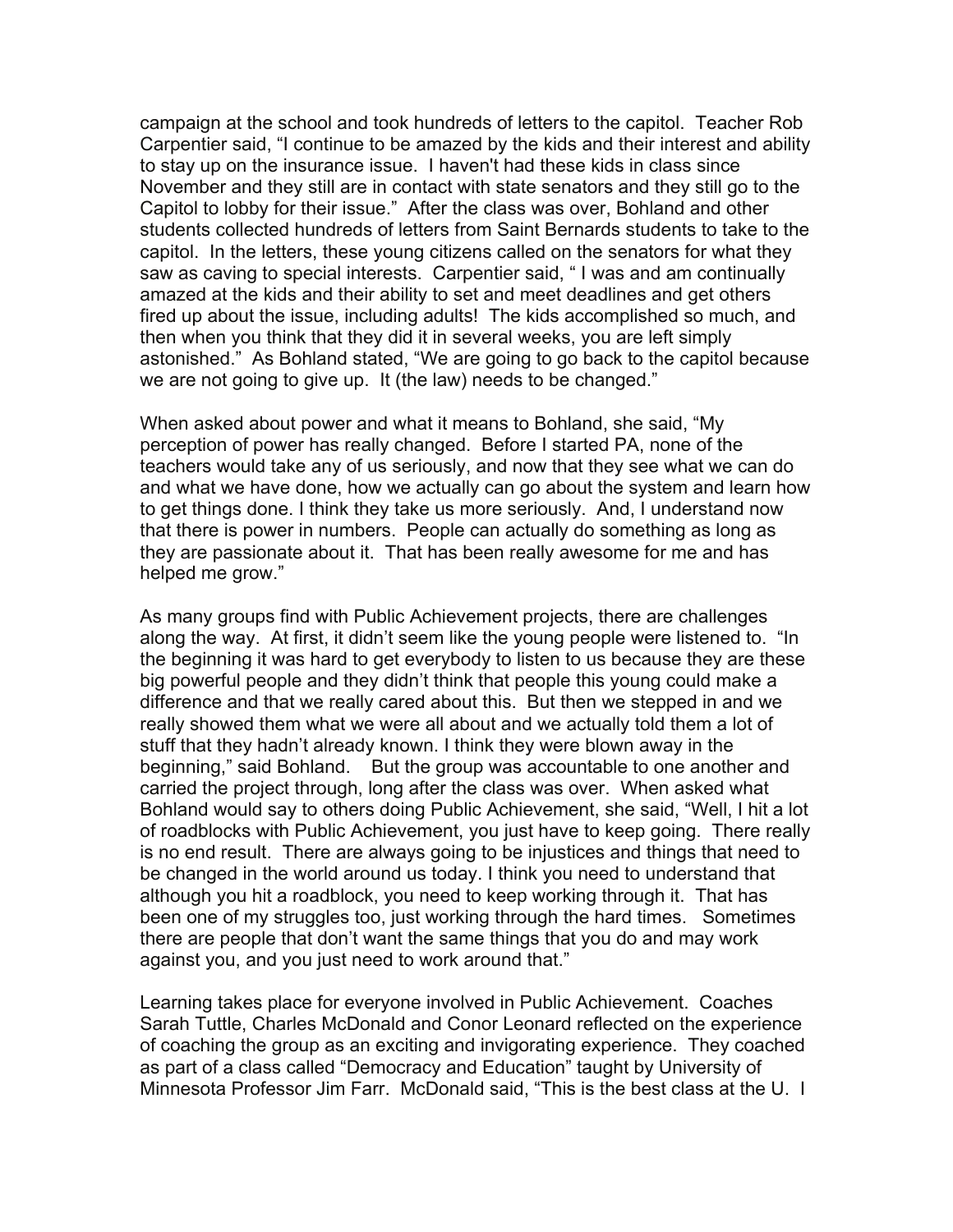campaign at the school and took hundreds of letters to the capitol. Teacher Rob Carpentier said, "I continue to be amazed by the kids and their interest and ability to stay up on the insurance issue. I haven't had these kids in class since November and they still are in contact with state senators and they still go to the Capitol to lobby for their issue." After the class was over, Bohland and other students collected hundreds of letters from Saint Bernards students to take to the capitol. In the letters, these young citizens called on the senators for what they saw as caving to special interests. Carpentier said, " I was and am continually amazed at the kids and their ability to set and meet deadlines and get others fired up about the issue, including adults! The kids accomplished so much, and then when you think that they did it in several weeks, you are left simply astonished." As Bohland stated, "We are going to go back to the capitol because we are not going to give up. It (the law) needs to be changed."

When asked about power and what it means to Bohland, she said, "My perception of power has really changed. Before I started PA, none of the teachers would take any of us seriously, and now that they see what we can do and what we have done, how we actually can go about the system and learn how to get things done. I think they take us more seriously. And, I understand now that there is power in numbers. People can actually do something as long as they are passionate about it. That has been really awesome for me and has helped me grow."

As many groups find with Public Achievement projects, there are challenges along the way. At first, it didn't seem like the young people were listened to. "In the beginning it was hard to get everybody to listen to us because they are these big powerful people and they didn't think that people this young could make a difference and that we really cared about this. But then we stepped in and we really showed them what we were all about and we actually told them a lot of stuff that they hadn't already known. I think they were blown away in the beginning," said Bohland. But the group was accountable to one another and carried the project through, long after the class was over. When asked what Bohland would say to others doing Public Achievement, she said, "Well, I hit a lot of roadblocks with Public Achievement, you just have to keep going. There really is no end result. There are always going to be injustices and things that need to be changed in the world around us today. I think you need to understand that although you hit a roadblock, you need to keep working through it. That has been one of my struggles too, just working through the hard times. Sometimes there are people that don't want the same things that you do and may work against you, and you just need to work around that."

Learning takes place for everyone involved in Public Achievement. Coaches Sarah Tuttle, Charles McDonald and Conor Leonard reflected on the experience of coaching the group as an exciting and invigorating experience. They coached as part of a class called "Democracy and Education" taught by University of Minnesota Professor Jim Farr. McDonald said, "This is the best class at the U. I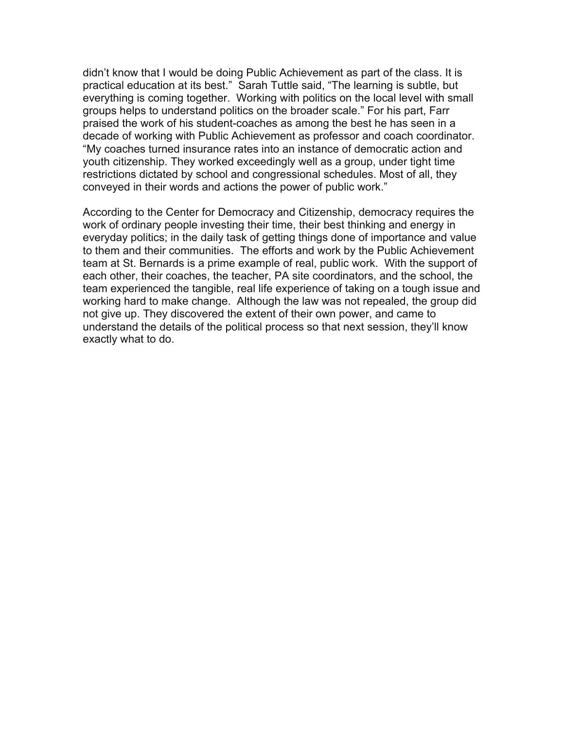didn't know that I would be doing Public Achievement as part of the class. It is practical education at its best." Sarah Tuttle said, "The learning is subtle, but everything is coming together. Working with politics on the local level with small groups helps to understand politics on the broader scale." For his part, Farr praised the work of his student-coaches as among the best he has seen in a decade of working with Public Achievement as professor and coach coordinator. "My coaches turned insurance rates into an instance of democratic action and youth citizenship. They worked exceedingly well as a group, under tight time restrictions dictated by school and congressional schedules. Most of all, they conveyed in their words and actions the power of public work."

According to the Center for Democracy and Citizenship, democracy requires the work of ordinary people investing their time, their best thinking and energy in everyday politics; in the daily task of getting things done of importance and value to them and their communities. The efforts and work by the Public Achievement team at St. Bernards is a prime example of real, public work. With the support of each other, their coaches, the teacher, PA site coordinators, and the school, the team experienced the tangible, real life experience of taking on a tough issue and working hard to make change. Although the law was not repealed, the group did not give up. They discovered the extent of their own power, and came to understand the details of the political process so that next session, they'll know exactly what to do.